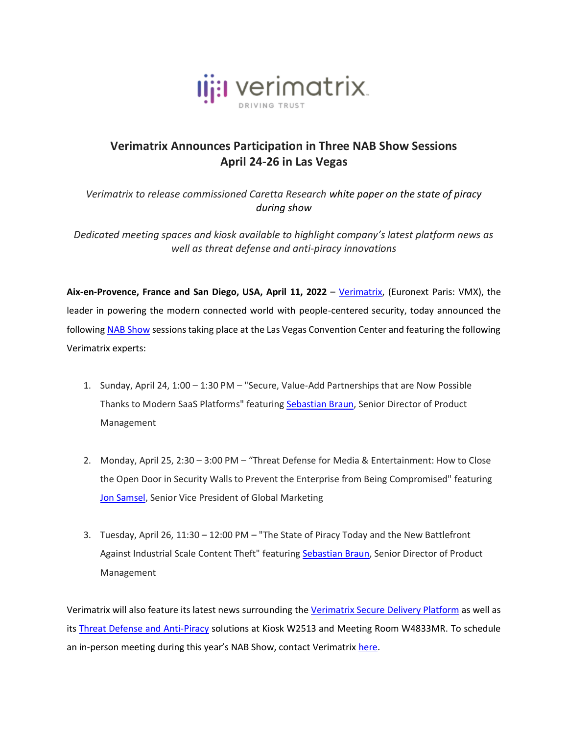# Verimatrix Announces Participation in Three NAB Show Sessions April 24-26 in Las Vegas

*Verimatrix to release commissioned Caretta Research white paper on the state of piracy during show*

*Dedicated meeting spaces and kiosk available to highlight company's latest platform news as well as threat defense and anti-piracy innovations*

**Aix-en-Provence, France and San Diego, USA, April 11, 2022** – Verimatrix, (Euronext Paris: VMX), the leader in powering the modern connected world with people-centered security, today announced the following NAB Show sessions taking place at the Las Vegas Convention Center and featuring the following Verimatrix experts:

1. Sunday, April 24, 1:00 – 1:30 PM – "Secure, Value-Add Partnerships that are Now Possible Thanks to Modern SaaS Platforms" featuring Sebastian Braun, Senior Director of Product Management

2. Monday, April 25, 2:30 – 3:00 PM – "Threat Defense for Media & Entertainment: How to Close the Open Door in Security Walls to Prevent the Enterprise from Being Compromised" featuring Jon Samsel, Senior Vice President of Global Marketing

3. Tuesday, April 26, 11:30 – 12:00 PM – "The State of Piracy Today and the New Battlefront Against Industrial Scale Content Theft" featuring Sebastian Braun, Senior Director of Product Management

Verimatrix will also feature its latest news surrounding the Verimatrix Secure Delivery Platform as well as its Threat Defense and Anti-Piracy solutions at Kiosk W2513 and Meeting Room W4833MR. To schedule an in-person meeting during this year's NAB Show, contact Verimatrix here.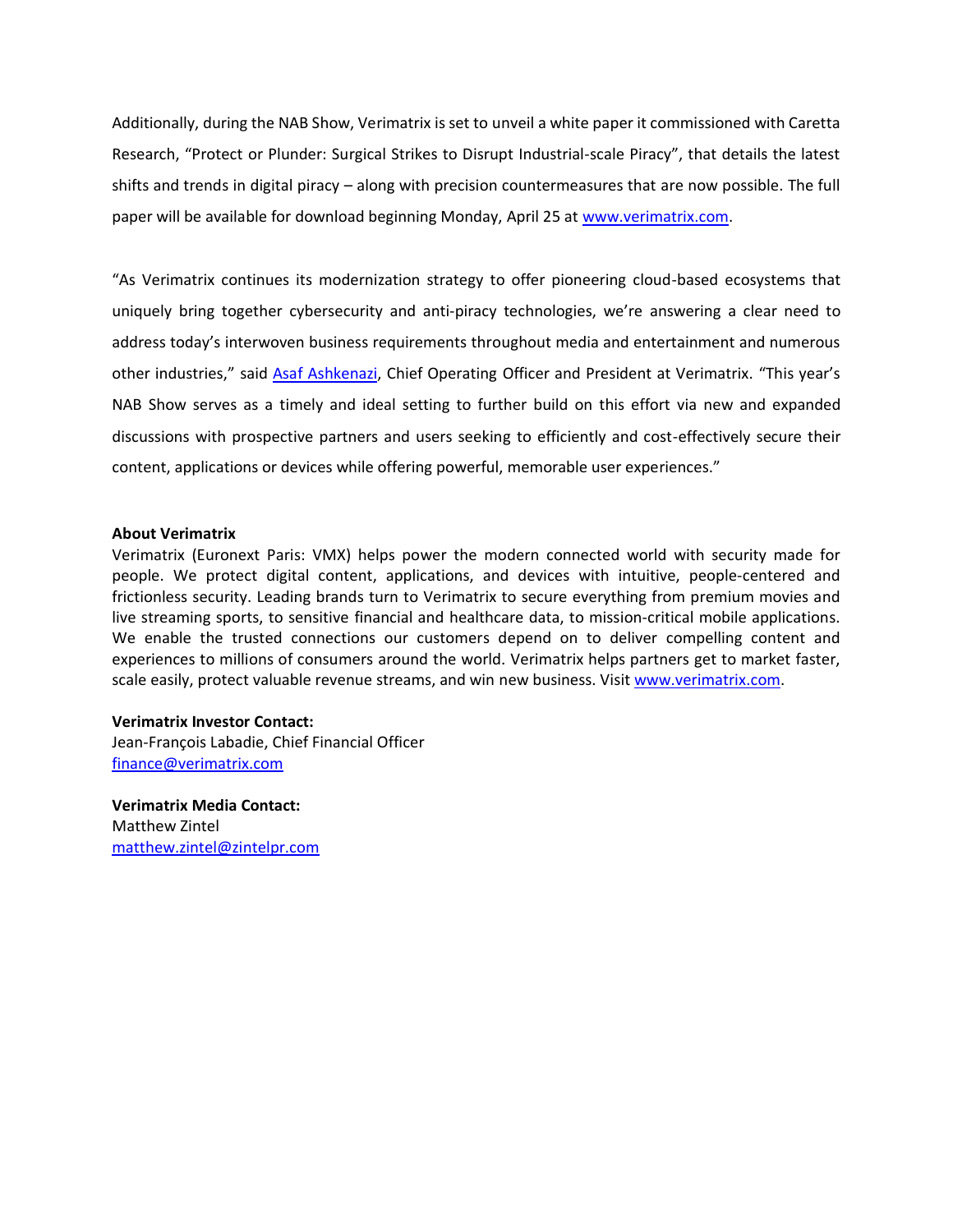Additionally, during the NAB Show, Verimatrix is set to unveil a white paper it commissioned with Caretta Research, "Protect or Plunder: Surgical Strikes to Disrupt Industrial-scale Piracy", that details the latest shifts and trends in digital piracy – along with precision countermeasures that are now possible. The full paper will be available for download beginning Monday, April 25 at [www.verimatrix.com](www.verimatrix.com).

"As Verimatrix continues its modernization strategy to offer pioneering cloud-based ecosystems that uniquely bring together cybersecurity and anti-piracy technologies, we're answering a clear need to address today's interwoven business requirements throughout media and entertainment and numerous other industries," said [Asaf Ashkenazi](), Chief Operating Officer and President at Verimatrix. "This year's NAB Show serves as a timely and ideal setting to further build on this effort via new and expanded discussions with prospective partners and users seeking to efficiently and cost-effectively secure their content, applications or devices while offering powerful, memorable user experiences."

**About Verimatrix**

Verimatrix (Euronext Paris: VMX) helps power the modern connected world with security made for people. We protect digital content, applications, and devices with intuitive, people-centered and frictionless security. Leading brands turn to Verimatrix to secure everything from premium movies and live streaming sports, to sensitive financial and healthcare data, to mission-critical mobile applications. We enable the trusted connections our customers depend on to deliver compelling content and experiences to millions of consumers around the world. Verimatrix helps partners get to market faster, scale easily, protect valuable revenue streams, and win new business. Visit [www.verimatrix.com](www.verimatrix.com).

**Verimatrix Investor Contact:**
Jean-François Labadie, Chief Financial Officer
[finance@verimatrix.com](mailto:finance@verimatrix.com)

**Verimatrix Media Contact:**
Matthew Zintel
[matthew.zintel@zintelpr.com](mailto:matthew.zintel@zintelpr.com)